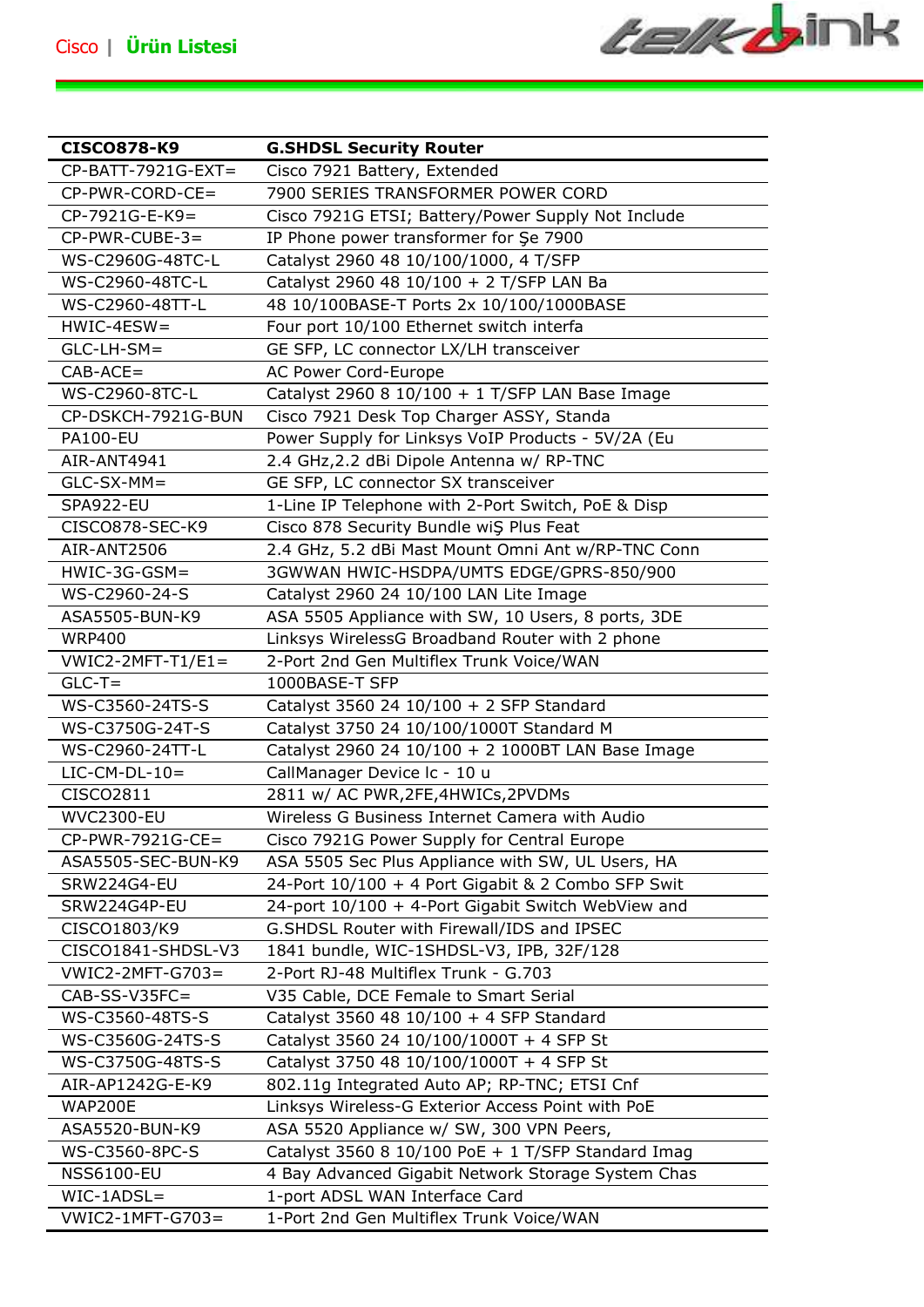Cisco | **Ürün Listesi**

| **CISCO878-K9** | **G.SHDSL Security Router** |
|---|---|
| CP-BATT-7921G-EXT= | Cisco 7921 Battery, Extended |
| CP-PWR-CORD-CE= | 7900 SERIES TRANSFORMER POWER CORD |
| CP-7921G-E-K9= | Cisco 7921G ETSI; Battery/Power Supply Not Include |
| CP-PWR-CUBE-3= | IP Phone power transformer for Şe 7900 |
| WS-C2960G-48TC-L | Catalyst 2960 48 10/100/1000, 4 T/SFP |
| WS-C2960-48TC-L | Catalyst 2960 48 10/100 + 2 T/SFP LAN Ba |
| WS-C2960-48TT-L | 48 10/100BASE-T Ports 2x 10/100/1000BASE |
| HWIC-4ESW= | Four port 10/100 Ethernet switch interfa |
| GLC-LH-SM= | GE SFP, LC connector LX/LH transceiver |
| CAB-ACE= | AC Power Cord-Europe |
| WS-C2960-8TC-L | Catalyst 2960 8 10/100 + 1 T/SFP LAN Base Image |
| CP-DSKCH-7921G-BUN | Cisco 7921 Desk Top Charger ASSY, Standa |
| PA100-EU | Power Supply for Linksys VoIP Products - 5V/2A (Eu |
| AIR-ANT4941 | 2.4 GHz,2.2 dBi Dipole Antenna w/ RP-TNC |
| GLC-SX-MM= | GE SFP, LC connector SX transceiver |
| SPA922-EU | 1-Line IP Telephone with 2-Port Switch, PoE & Disp |
| CISCO878-SEC-K9 | Cisco 878 Security Bundle wiŞ Plus Feat |
| AIR-ANT2506 | 2.4 GHz, 5.2 dBi Mast Mount Omni Ant w/RP-TNC Conn |
| HWIC-3G-GSM= | 3GWWAN HWIC-HSDPA/UMTS EDGE/GPRS-850/900 |
| WS-C2960-24-S | Catalyst 2960 24 10/100 LAN Lite Image |
| ASA5505-BUN-K9 | ASA 5505 Appliance with SW, 10 Users, 8 ports, 3DE |
| WRP400 | Linksys WirelessG Broadband Router with 2 phone |
| VWIC2-2MFT-T1/E1= | 2-Port 2nd Gen Multiflex Trunk Voice/WAN |
| GLC-T= | 1000BASE-T SFP |
| WS-C3560-24TS-S | Catalyst 3560 24 10/100 + 2 SFP Standard |
| WS-C3750G-24T-S | Catalyst 3750 24 10/100/1000T Standard M |
| WS-C2960-24TT-L | Catalyst 2960 24 10/100 + 2 1000BT LAN Base Image |
| LIC-CM-DL-10= | CallManager Device lc - 10 u |
| CISCO2811 | 2811 w/ AC PWR,2FE,4HWICs,2PVDMs |
| WVC2300-EU | Wireless G Business Internet Camera with Audio |
| CP-PWR-7921G-CE= | Cisco 7921G Power Supply for Central Europe |
| ASA5505-SEC-BUN-K9 | ASA 5505 Sec Plus Appliance with SW, UL Users, HA |
| SRW224G4-EU | 24-Port 10/100 + 4 Port Gigabit & 2 Combo SFP Swit |
| SRW224G4P-EU | 24-port 10/100 + 4-Port Gigabit Switch WebView and |
| CISCO1803/K9 | G.SHDSL Router with Firewall/IDS and IPSEC |
| CISCO1841-SHDSL-V3 | 1841 bundle, WIC-1SHDSL-V3, IPB, 32F/128 |
| VWIC2-2MFT-G703= | 2-Port RJ-48 Multiflex Trunk - G.703 |
| CAB-SS-V35FC= | V35 Cable, DCE Female to Smart Serial |
| WS-C3560-48TS-S | Catalyst 3560 48 10/100 + 4 SFP Standard |
| WS-C3560G-24TS-S | Catalyst 3560 24 10/100/1000T + 4 SFP St |
| WS-C3750G-48TS-S | Catalyst 3750 48 10/100/1000T + 4 SFP St |
| AIR-AP1242G-E-K9 | 802.11g Integrated Auto AP; RP-TNC; ETSI Cnf |
| WAP200E | Linksys Wireless-G Exterior Access Point with PoE |
| ASA5520-BUN-K9 | ASA 5520 Appliance w/ SW, 300 VPN Peers, |
| WS-C3560-8PC-S | Catalyst 3560 8 10/100 PoE + 1 T/SFP Standard Imag |
| NSS6100-EU | 4 Bay Advanced Gigabit Network Storage System Chas |
| WIC-1ADSL= | 1-port ADSL WAN Interface Card |
| VWIC2-1MFT-G703= | 1-Port 2nd Gen Multiflex Trunk Voice/WAN |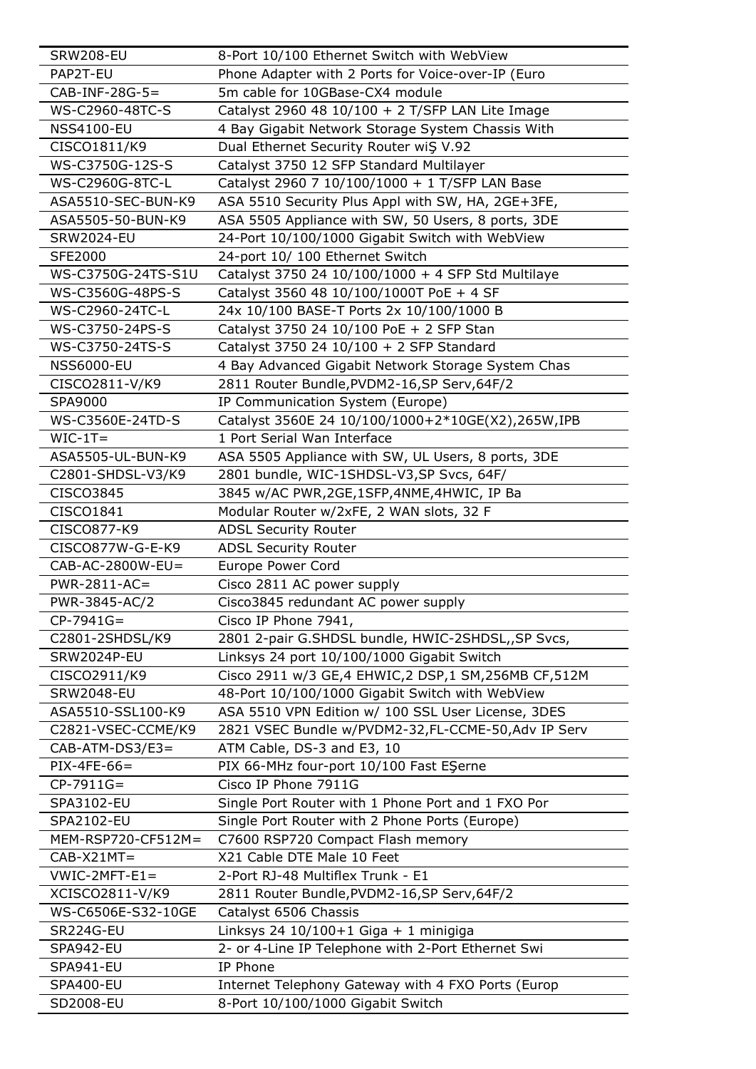| SRW208-EU | 8-Port 10/100 Ethernet Switch with WebView |
|---|---|
| PAP2T-EU | Phone Adapter with 2 Ports for Voice-over-IP (Euro |
| CAB-INF-28G-5= | 5m cable for 10GBase-CX4 module |
| WS-C2960-48TC-S | Catalyst 2960 48 10/100 + 2 T/SFP LAN Lite Image |
| NSS4100-EU | 4 Bay Gigabit Network Storage System Chassis With |
| CISCO1811/K9 | Dual Ethernet Security Router wiŞ V.92 |
| WS-C3750G-12S-S | Catalyst 3750 12 SFP Standard Multilayer |
| WS-C2960G-8TC-L | Catalyst 2960 7 10/100/1000 + 1 T/SFP LAN Base |
| ASA5510-SEC-BUN-K9 | ASA 5510 Security Plus Appl with SW, HA, 2GE+3FE, |
| ASA5505-50-BUN-K9 | ASA 5505 Appliance with SW, 50 Users, 8 ports, 3DE |
| SRW2024-EU | 24-Port 10/100/1000 Gigabit Switch with WebView |
| SFE2000 | 24-port 10/ 100 Ethernet Switch |
| WS-C3750G-24TS-S1U | Catalyst 3750 24 10/100/1000 + 4 SFP Std Multilaye |
| WS-C3560G-48PS-S | Catalyst 3560 48 10/100/1000T PoE + 4 SF |
| WS-C2960-24TC-L | 24x 10/100 BASE-T Ports 2x 10/100/1000 B |
| WS-C3750-24PS-S | Catalyst 3750 24 10/100 PoE + 2 SFP Stan |
| WS-C3750-24TS-S | Catalyst 3750 24 10/100 + 2 SFP Standard |
| NSS6000-EU | 4 Bay Advanced Gigabit Network Storage System Chas |
| CISCO2811-V/K9 | 2811 Router Bundle,PVDM2-16,SP Serv,64F/2 |
| SPA9000 | IP Communication System (Europe) |
| WS-C3560E-24TD-S | Catalyst 3560E 24 10/100/1000+2*10GE(X2),265W,IPB |
| WIC-1T= | 1 Port Serial Wan Interface |
| ASA5505-UL-BUN-K9 | ASA 5505 Appliance with SW, UL Users, 8 ports, 3DE |
| C2801-SHDSL-V3/K9 | 2801 bundle, WIC-1SHDSL-V3,SP Svcs, 64F/ |
| CISCO3845 | 3845 w/AC PWR,2GE,1SFP,4NME,4HWIC, IP Ba |
| CISCO1841 | Modular Router w/2xFE, 2 WAN slots, 32 F |
| CISCO877-K9 | ADSL Security Router |
| CISCO877W-G-E-K9 | ADSL Security Router |
| CAB-AC-2800W-EU= | Europe Power Cord |
| PWR-2811-AC= | Cisco 2811 AC power supply |
| PWR-3845-AC/2 | Cisco3845 redundant AC power supply |
| CP-7941G= | Cisco IP Phone 7941, |
| C2801-2SHDSL/K9 | 2801 2-pair G.SHDSL bundle, HWIC-2SHDSL,,SP Svcs, |
| SRW2024P-EU | Linksys 24 port 10/100/1000 Gigabit Switch |
| CISCO2911/K9 | Cisco 2911 w/3 GE,4 EHWIC,2 DSP,1 SM,256MB CF,512M |
| SRW2048-EU | 48-Port 10/100/1000 Gigabit Switch with WebView |
| ASA5510-SSL100-K9 | ASA 5510 VPN Edition w/ 100 SSL User License, 3DES |
| C2821-VSEC-CCME/K9 | 2821 VSEC Bundle w/PVDM2-32,FL-CCME-50,Adv IP Serv |
| CAB-ATM-DS3/E3= | ATM Cable, DS-3 and E3, 10 |
| PIX-4FE-66= | PIX 66-MHz four-port 10/100 Fast EŞerne |
| CP-7911G= | Cisco IP Phone 7911G |
| SPA3102-EU | Single Port Router with 1 Phone Port and 1 FXO Por |
| SPA2102-EU | Single Port Router with 2 Phone Ports (Europe) |
| MEM-RSP720-CF512M= | C7600 RSP720 Compact Flash memory |
| CAB-X21MT= | X21 Cable DTE Male 10 Feet |
| VWIC-2MFT-E1= | 2-Port RJ-48 Multiflex Trunk - E1 |
| XCISCO2811-V/K9 | 2811 Router Bundle,PVDM2-16,SP Serv,64F/2 |
| WS-C6506E-S32-10GE | Catalyst 6506 Chassis |
| SR224G-EU | Linksys 24 10/100+1 Giga + 1 minigiga |
| SPA942-EU | 2- or 4-Line IP Telephone with 2-Port Ethernet Swi |
| SPA941-EU | IP Phone |
| SPA400-EU | Internet Telephony Gateway with 4 FXO Ports (Europ |
| SD2008-EU | 8-Port 10/100/1000 Gigabit Switch |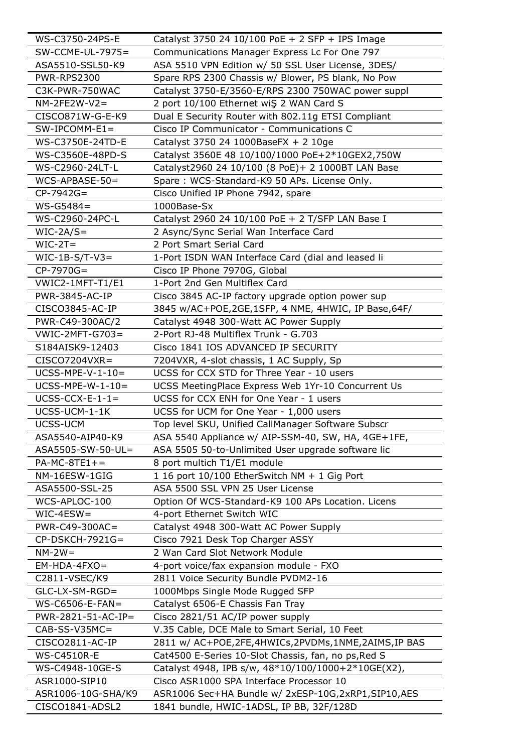| WS-C3750-24PS-E | Catalyst 3750 24 10/100 PoE + 2 SFP + IPS Image |
|---|---|
| SW-CCME-UL-7975= | Communications Manager Express Lc For One 797 |
| ASA5510-SSL50-K9 | ASA 5510 VPN Edition w/ 50 SSL User License, 3DES/ |
| PWR-RPS2300 | Spare RPS 2300 Chassis w/ Blower, PS blank, No Pow |
| C3K-PWR-750WAC | Catalyst 3750-E/3560-E/RPS 2300 750WAC power suppl |
| NM-2FE2W-V2= | 2 port 10/100 Ethernet wiŞ 2 WAN Card S |
| CISCO871W-G-E-K9 | Dual E Security Router with 802.11g ETSI Compliant |
| SW-IPCOMM-E1= | Cisco IP Communicator - Communications C |
| WS-C3750E-24TD-E | Catalyst 3750 24 1000BaseFX + 2 10ge |
| WS-C3560E-48PD-S | Catalyst 3560E 48 10/100/1000 PoE+2*10GEX2,750W |
| WS-C2960-24LT-L | Catalyst2960 24 10/100 (8 PoE)+ 2 1000BT LAN Base |
| WCS-APBASE-50= | Spare : WCS-Standard-K9 50 APs. License Only. |
| CP-7942G= | Cisco Unified IP Phone 7942, spare |
| WS-G5484= | 1000Base-Sx |
| WS-C2960-24PC-L | Catalyst 2960 24 10/100 PoE + 2 T/SFP LAN Base I |
| WIC-2A/S= | 2 Async/Sync Serial Wan Interface Card |
| WIC-2T= | 2 Port Smart Serial Card |
| WIC-1B-S/T-V3= | 1-Port ISDN WAN Interface Card (dial and leased li |
| CP-7970G= | Cisco IP Phone 7970G, Global |
| VWIC2-1MFT-T1/E1 | 1-Port 2nd Gen Multiflex Card |
| PWR-3845-AC-IP | Cisco 3845 AC-IP factory upgrade option power sup |
| CISCO3845-AC-IP | 3845 w/AC+POE,2GE,1SFP, 4 NME, 4HWIC, IP Base,64F/ |
| PWR-C49-300AC/2 | Catalyst 4948 300-Watt AC Power Supply |
| VWIC-2MFT-G703= | 2-Port RJ-48 Multiflex Trunk - G.703 |
| S184AISK9-12403 | Cisco 1841 IOS ADVANCED IP SECURITY |
| CISCO7204VXR= | 7204VXR, 4-slot chassis, 1 AC Supply, Sp |
| UCSS-MPE-V-1-10= | UCSS for CCX STD for Three Year - 10 users |
| UCSS-MPE-W-1-10= | UCSS MeetingPlace Express Web 1Yr-10 Concurrent Us |
| UCSS-CCX-E-1-1= | UCSS for CCX ENH for One Year - 1 users |
| UCSS-UCM-1-1K | UCSS for UCM for One Year - 1,000 users |
| UCSS-UCM | Top level SKU, Unified CallManager Software Subscr |
| ASA5540-AIP40-K9 | ASA 5540 Appliance w/ AIP-SSM-40, SW, HA, 4GE+1FE, |
| ASA5505-SW-50-UL= | ASA 5505 50-to-Unlimited User upgrade software lic |
| PA-MC-8TE1+= | 8 port multich T1/E1 module |
| NM-16ESW-1GIG | 1 16 port 10/100 EtherSwitch NM + 1 Gig Port |
| ASA5500-SSL-25 | ASA 5500 SSL VPN 25 User License |
| WCS-APLOC-100 | Option Of WCS-Standard-K9 100 APs Location. Licens |
| WIC-4ESW= | 4-port Ethernet Switch WIC |
| PWR-C49-300AC= | Catalyst 4948 300-Watt AC Power Supply |
| CP-DSKCH-7921G= | Cisco 7921 Desk Top Charger ASSY |
| NM-2W= | 2 Wan Card Slot Network Module |
| EM-HDA-4FXO= | 4-port voice/fax expansion module - FXO |
| C2811-VSEC/K9 | 2811 Voice Security Bundle PVDM2-16 |
| GLC-LX-SM-RGD= | 1000Mbps Single Mode Rugged SFP |
| WS-C6506-E-FAN= | Catalyst 6506-E Chassis Fan Tray |
| PWR-2821-51-AC-IP= | Cisco 2821/51 AC/IP power supply |
| CAB-SS-V35MC= | V.35 Cable, DCE Male to Smart Serial, 10 Feet |
| CISCO2811-AC-IP | 2811 w/ AC+POE,2FE,4HWICs,2PVDMs,1NME,2AIMS,IP BAS |
| WS-C4510R-E | Cat4500 E-Series 10-Slot Chassis, fan, no ps,Red S |
| WS-C4948-10GE-S | Catalyst 4948, IPB s/w, 48*10/100/1000+2*10GE(X2), |
| ASR1000-SIP10 | Cisco ASR1000 SPA Interface Processor 10 |
| ASR1006-10G-SHA/K9 | ASR1006 Sec+HA Bundle w/ 2xESP-10G,2xRP1,SIP10,AES |
| CISCO1841-ADSL2 | 1841 bundle, HWIC-1ADSL, IP BB, 32F/128D |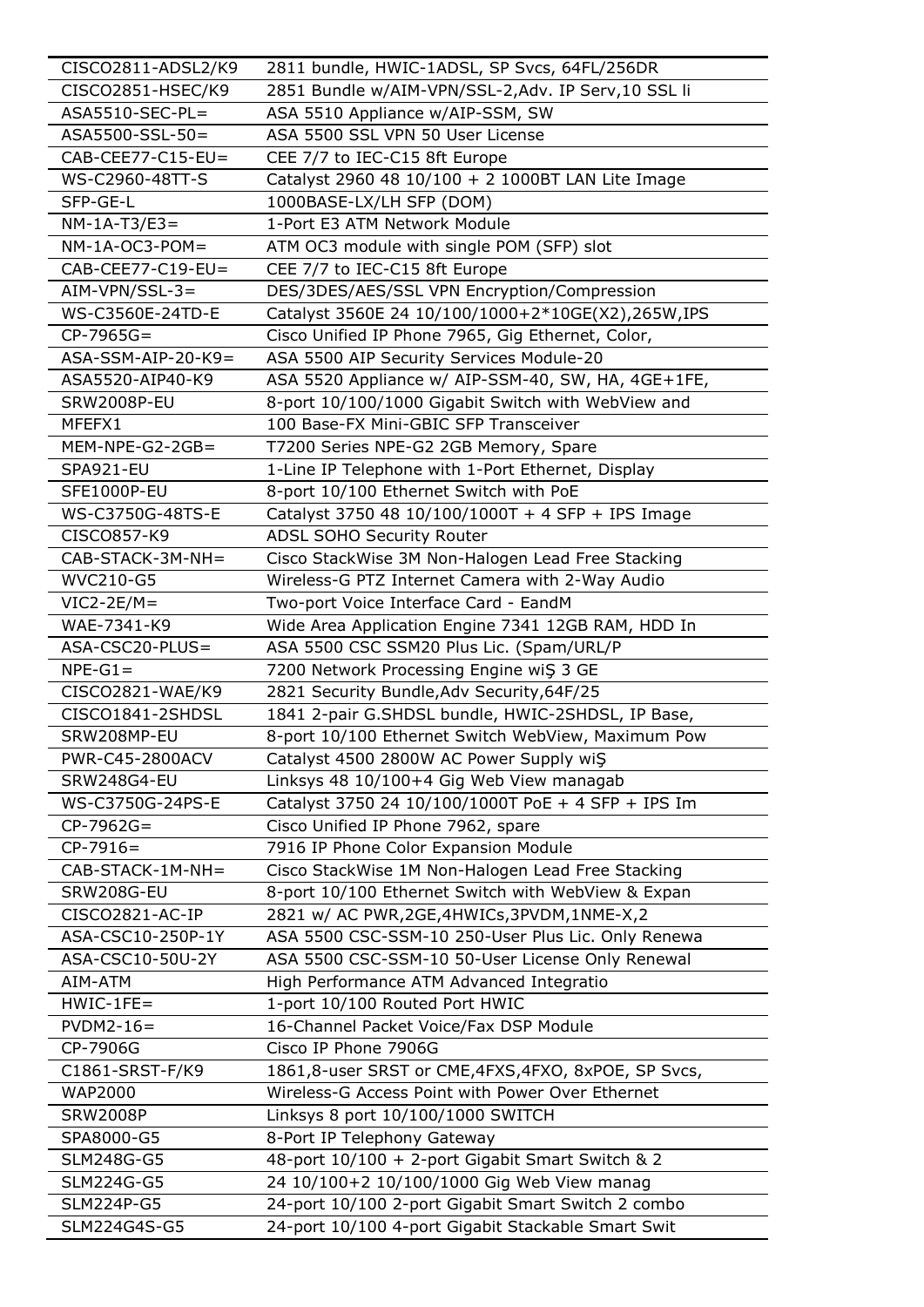| | |
|---|---|
| CISCO2811-ADSL2/K9 | 2811 bundle, HWIC-1ADSL, SP Svcs, 64FL/256DR |
| CISCO2851-HSEC/K9 | 2851 Bundle w/AIM-VPN/SSL-2,Adv. IP Serv,10 SSL li |
| ASA5510-SEC-PL= | ASA 5510 Appliance w/AIP-SSM, SW |
| ASA5500-SSL-50= | ASA 5500 SSL VPN 50 User License |
| CAB-CEE77-C15-EU= | CEE 7/7 to IEC-C15 8ft Europe |
| WS-C2960-48TT-S | Catalyst 2960 48 10/100 + 2 1000BT LAN Lite Image |
| SFP-GE-L | 1000BASE-LX/LH SFP (DOM) |
| NM-1A-T3/E3= | 1-Port E3 ATM Network Module |
| NM-1A-OC3-POM= | ATM OC3 module with single POM (SFP) slot |
| CAB-CEE77-C19-EU= | CEE 7/7 to IEC-C15 8ft Europe |
| AIM-VPN/SSL-3= | DES/3DES/AES/SSL VPN Encryption/Compression |
| WS-C3560E-24TD-E | Catalyst 3560E 24 10/100/1000+2*10GE(X2),265W,IPS |
| CP-7965G= | Cisco Unified IP Phone 7965, Gig Ethernet, Color, |
| ASA-SSM-AIP-20-K9= | ASA 5500 AIP Security Services Module-20 |
| ASA5520-AIP40-K9 | ASA 5520 Appliance w/ AIP-SSM-40, SW, HA, 4GE+1FE, |
| SRW2008P-EU | 8-port 10/100/1000 Gigabit Switch with WebView and |
| MFEFX1 | 100 Base-FX Mini-GBIC SFP Transceiver |
| MEM-NPE-G2-2GB= | T7200 Series NPE-G2 2GB Memory, Spare |
| SPA921-EU | 1-Line IP Telephone with 1-Port Ethernet, Display |
| SFE1000P-EU | 8-port 10/100 Ethernet Switch with PoE |
| WS-C3750G-48TS-E | Catalyst 3750 48 10/100/1000T + 4 SFP + IPS Image |
| CISCO857-K9 | ADSL SOHO Security Router |
| CAB-STACK-3M-NH= | Cisco StackWise 3M Non-Halogen Lead Free Stacking |
| WVC210-G5 | Wireless-G PTZ Internet Camera with 2-Way Audio |
| VIC2-2E/M= | Two-port Voice Interface Card - EandM |
| WAE-7341-K9 | Wide Area Application Engine 7341 12GB RAM, HDD In |
| ASA-CSC20-PLUS= | ASA 5500 CSC SSM20 Plus Lic. (Spam/URL/P |
| NPE-G1= | 7200 Network Processing Engine wiŞ 3 GE |
| CISCO2821-WAE/K9 | 2821 Security Bundle,Adv Security,64F/25 |
| CISCO1841-2SHDSL | 1841 2-pair G.SHDSL bundle, HWIC-2SHDSL, IP Base, |
| SRW208MP-EU | 8-port 10/100 Ethernet Switch WebView, Maximum Pow |
| PWR-C45-2800ACV | Catalyst 4500 2800W AC Power Supply wiŞ |
| SRW248G4-EU | Linksys 48 10/100+4 Gig Web View managab |
| WS-C3750G-24PS-E | Catalyst 3750 24 10/100/1000T PoE + 4 SFP + IPS Im |
| CP-7962G= | Cisco Unified IP Phone 7962, spare |
| CP-7916= | 7916 IP Phone Color Expansion Module |
| CAB-STACK-1M-NH= | Cisco StackWise 1M Non-Halogen Lead Free Stacking |
| SRW208G-EU | 8-port 10/100 Ethernet Switch with WebView & Expan |
| CISCO2821-AC-IP | 2821 w/ AC PWR,2GE,4HWICs,3PVDM,1NME-X,2 |
| ASA-CSC10-250P-1Y | ASA 5500 CSC-SSM-10 250-User Plus Lic. Only Renewa |
| ASA-CSC10-50U-2Y | ASA 5500 CSC-SSM-10 50-User License Only Renewal |
| AIM-ATM | High Performance ATM Advanced Integratio |
| HWIC-1FE= | 1-port 10/100 Routed Port HWIC |
| PVDM2-16= | 16-Channel Packet Voice/Fax DSP Module |
| CP-7906G | Cisco IP Phone 7906G |
| C1861-SRST-F/K9 | 1861,8-user SRST or CME,4FXS,4FXO, 8xPOE, SP Svcs, |
| WAP2000 | Wireless-G Access Point with Power Over Ethernet |
| SRW2008P | Linksys 8 port 10/100/1000 SWITCH |
| SPA8000-G5 | 8-Port IP Telephony Gateway |
| SLM248G-G5 | 48-port 10/100 + 2-port Gigabit Smart Switch & 2 |
| SLM224G-G5 | 24 10/100+2 10/100/1000 Gig Web View manag |
| SLM224P-G5 | 24-port 10/100 2-port Gigabit Smart Switch 2 combo |
| SLM224G4S-G5 | 24-port 10/100 4-port Gigabit Stackable Smart Swit |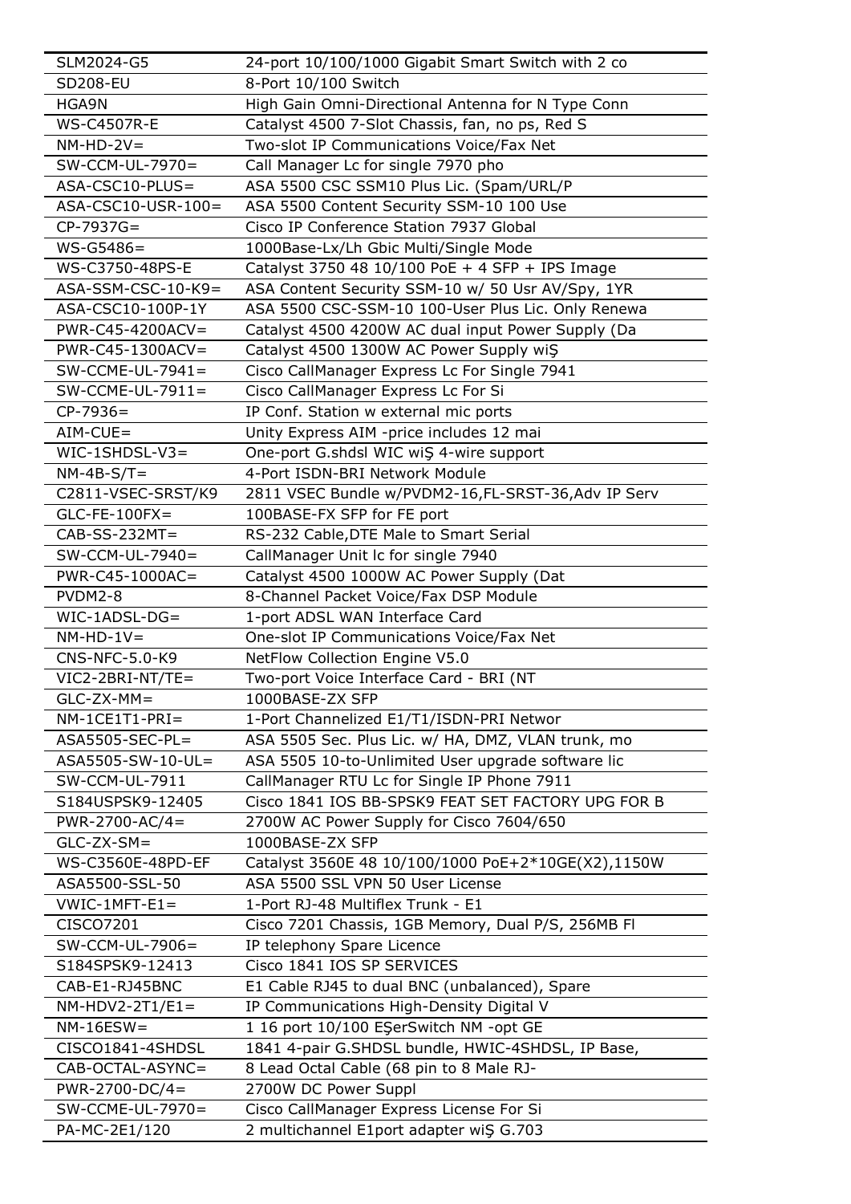| SLM2024-G5 | 24-port 10/100/1000 Gigabit Smart Switch with 2 co |
|---|---|
| SD208-EU | 8-Port 10/100 Switch |
| HGA9N | High Gain Omni-Directional Antenna for N Type Conn |
| WS-C4507R-E | Catalyst 4500 7-Slot Chassis, fan, no ps, Red S |
| NM-HD-2V= | Two-slot IP Communications Voice/Fax Net |
| SW-CCM-UL-7970= | Call Manager Lc for single 7970 pho |
| ASA-CSC10-PLUS= | ASA 5500 CSC SSM10 Plus Lic. (Spam/URL/P |
| ASA-CSC10-USR-100= | ASA 5500 Content Security SSM-10 100 Use |
| CP-7937G= | Cisco IP Conference Station 7937 Global |
| WS-G5486= | 1000Base-Lx/Lh Gbic Multi/Single Mode |
| WS-C3750-48PS-E | Catalyst 3750 48 10/100 PoE + 4 SFP + IPS Image |
| ASA-SSM-CSC-10-K9= | ASA Content Security SSM-10 w/ 50 Usr AV/Spy, 1YR |
| ASA-CSC10-100P-1Y | ASA 5500 CSC-SSM-10 100-User Plus Lic. Only Renewa |
| PWR-C45-4200ACV= | Catalyst 4500 4200W AC dual input Power Supply (Da |
| PWR-C45-1300ACV= | Catalyst 4500 1300W AC Power Supply wiŞ |
| SW-CCME-UL-7941= | Cisco CallManager Express Lc For Single 7941 |
| SW-CCME-UL-7911= | Cisco CallManager Express Lc For Si |
| CP-7936= | IP Conf. Station w external mic ports |
| AIM-CUE= | Unity Express AIM -price includes 12 mai |
| WIC-1SHDSL-V3= | One-port G.shdsl WIC wiŞ 4-wire support |
| NM-4B-S/T= | 4-Port ISDN-BRI Network Module |
| C2811-VSEC-SRST/K9 | 2811 VSEC Bundle w/PVDM2-16,FL-SRST-36,Adv IP Serv |
| GLC-FE-100FX= | 100BASE-FX SFP for FE port |
| CAB-SS-232MT= | RS-232 Cable,DTE Male to Smart Serial |
| SW-CCM-UL-7940= | CallManager Unit lc for single 7940 |
| PWR-C45-1000AC= | Catalyst 4500 1000W AC Power Supply (Dat |
| PVDM2-8 | 8-Channel Packet Voice/Fax DSP Module |
| WIC-1ADSL-DG= | 1-port ADSL WAN Interface Card |
| NM-HD-1V= | One-slot IP Communications Voice/Fax Net |
| CNS-NFC-5.0-K9 | NetFlow Collection Engine V5.0 |
| VIC2-2BRI-NT/TE= | Two-port Voice Interface Card - BRI (NT |
| GLC-ZX-MM= | 1000BASE-ZX SFP |
| NM-1CE1T1-PRI= | 1-Port Channelized E1/T1/ISDN-PRI Networ |
| ASA5505-SEC-PL= | ASA 5505 Sec. Plus Lic. w/ HA, DMZ, VLAN trunk, mo |
| ASA5505-SW-10-UL= | ASA 5505 10-to-Unlimited User upgrade software lic |
| SW-CCM-UL-7911 | CallManager RTU Lc for Single IP Phone 7911 |
| S184USPSK9-12405 | Cisco 1841 IOS BB-SPSK9 FEAT SET FACTORY UPG FOR B |
| PWR-2700-AC/4= | 2700W AC Power Supply for Cisco 7604/650 |
| GLC-ZX-SM= | 1000BASE-ZX SFP |
| WS-C3560E-48PD-EF | Catalyst 3560E 48 10/100/1000 PoE+2*10GE(X2),1150W |
| ASA5500-SSL-50 | ASA 5500 SSL VPN 50 User License |
| VWIC-1MFT-E1= | 1-Port RJ-48 Multiflex Trunk - E1 |
| CISCO7201 | Cisco 7201 Chassis, 1GB Memory, Dual P/S, 256MB Fl |
| SW-CCM-UL-7906= | IP telephony Spare Licence |
| S184SPSK9-12413 | Cisco 1841 IOS SP SERVICES |
| CAB-E1-RJ45BNC | E1 Cable RJ45 to dual BNC (unbalanced), Spare |
| NM-HDV2-2T1/E1= | IP Communications High-Density Digital V |
| NM-16ESW= | 1 16 port 10/100 EŞerSwitch NM -opt GE |
| CISCO1841-4SHDSL | 1841 4-pair G.SHDSL bundle, HWIC-4SHDSL, IP Base, |
| CAB-OCTAL-ASYNC= | 8 Lead Octal Cable (68 pin to 8 Male RJ- |
| PWR-2700-DC/4= | 2700W DC Power Suppl |
| SW-CCME-UL-7970= | Cisco CallManager Express License For Si |
| PA-MC-2E1/120 | 2 multichannel E1port adapter wiŞ G.703 |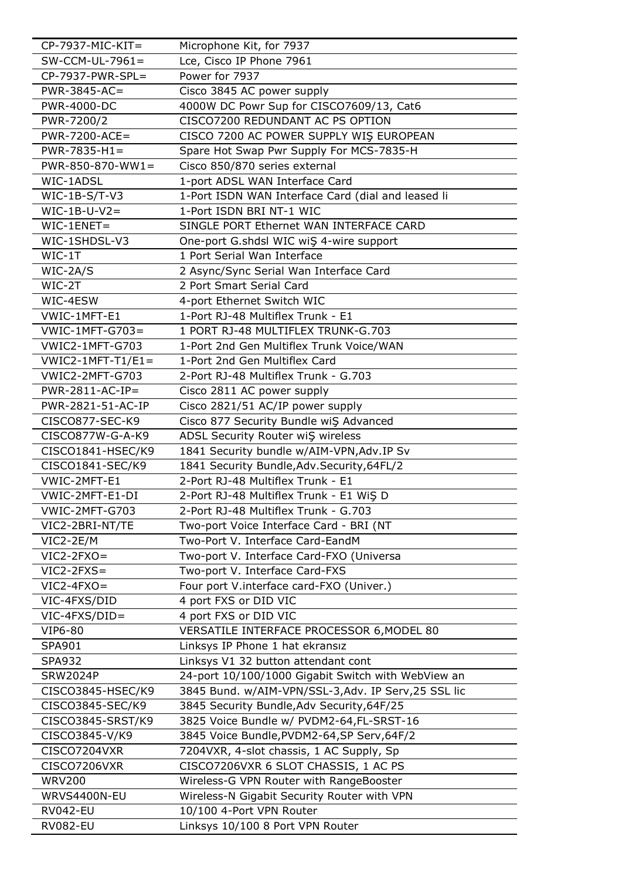| CP-7937-MIC-KIT= | Microphone Kit, for 7937 |
|---|---|
| SW-CCM-UL-7961= | Lce, Cisco IP Phone 7961 |
| CP-7937-PWR-SPL= | Power for 7937 |
| PWR-3845-AC= | Cisco 3845 AC power supply |
| PWR-4000-DC | 4000W DC Powr Sup for CISCO7609/13, Cat6 |
| PWR-7200/2 | CISCO7200 REDUNDANT AC PS OPTION |
| PWR-7200-ACE= | CISCO 7200 AC POWER SUPPLY WIŞ EUROPEAN |
| PWR-7835-H1= | Spare Hot Swap Pwr Supply For MCS-7835-H |
| PWR-850-870-WW1= | Cisco 850/870 series external |
| WIC-1ADSL | 1-port ADSL WAN Interface Card |
| WIC-1B-S/T-V3 | 1-Port ISDN WAN Interface Card (dial and leased li |
| WIC-1B-U-V2= | 1-Port ISDN BRI NT-1 WIC |
| WIC-1ENET= | SINGLE PORT Ethernet WAN INTERFACE CARD |
| WIC-1SHDSL-V3 | One-port G.shdsl WIC wiŞ 4-wire support |
| WIC-1T | 1 Port Serial Wan Interface |
| WIC-2A/S | 2 Async/Sync Serial Wan Interface Card |
| WIC-2T | 2 Port Smart Serial Card |
| WIC-4ESW | 4-port Ethernet Switch WIC |
| VWIC-1MFT-E1 | 1-Port RJ-48 Multiflex Trunk - E1 |
| VWIC-1MFT-G703= | 1 PORT RJ-48 MULTIFLEX TRUNK-G.703 |
| VWIC2-1MFT-G703 | 1-Port 2nd Gen Multiflex Trunk Voice/WAN |
| VWIC2-1MFT-T1/E1= | 1-Port 2nd Gen Multiflex Card |
| VWIC2-2MFT-G703 | 2-Port RJ-48 Multiflex Trunk - G.703 |
| PWR-2811-AC-IP= | Cisco 2811 AC power supply |
| PWR-2821-51-AC-IP | Cisco 2821/51 AC/IP power supply |
| CISCO877-SEC-K9 | Cisco 877 Security Bundle wiŞ Advanced |
| CISCO877W-G-A-K9 | ADSL Security Router wiŞ wireless |
| CISCO1841-HSEC/K9 | 1841 Security bundle w/AIM-VPN,Adv.IP Sv |
| CISCO1841-SEC/K9 | 1841 Security Bundle,Adv.Security,64FL/2 |
| VWIC-2MFT-E1 | 2-Port RJ-48 Multiflex Trunk - E1 |
| VWIC-2MFT-E1-DI | 2-Port RJ-48 Multiflex Trunk - E1 WiŞ D |
| VWIC-2MFT-G703 | 2-Port RJ-48 Multiflex Trunk - G.703 |
| VIC2-2BRI-NT/TE | Two-port Voice Interface Card - BRI (NT |
| VIC2-2E/M | Two-Port V. Interface Card-EandM |
| VIC2-2FXO= | Two-port V. Interface Card-FXO (Universa |
| VIC2-2FXS= | Two-port V. Interface Card-FXS |
| VIC2-4FXO= | Four port V.interface card-FXO (Univer.) |
| VIC-4FXS/DID | 4 port FXS or DID VIC |
| VIC-4FXS/DID= | 4 port FXS or DID VIC |
| VIP6-80 | VERSATILE INTERFACE PROCESSOR 6,MODEL 80 |
| SPA901 | Linksys IP Phone 1 hat ekransız |
| SPA932 | Linksys V1 32 button attendant cont |
| SRW2024P | 24-port 10/100/1000 Gigabit Switch with WebView an |
| CISCO3845-HSEC/K9 | 3845 Bund. w/AIM-VPN/SSL-3,Adv. IP Serv,25 SSL lic |
| CISCO3845-SEC/K9 | 3845 Security Bundle,Adv Security,64F/25 |
| CISCO3845-SRST/K9 | 3825 Voice Bundle w/ PVDM2-64,FL-SRST-16 |
| CISCO3845-V/K9 | 3845 Voice Bundle,PVDM2-64,SP Serv,64F/2 |
| CISCO7204VXR | 7204VXR, 4-slot chassis, 1 AC Supply, Sp |
| CISCO7206VXR | CISCO7206VXR 6 SLOT CHASSIS, 1 AC PS |
| WRV200 | Wireless-G VPN Router with RangeBooster |
| WRVS4400N-EU | Wireless-N Gigabit Security Router with VPN |
| RV042-EU | 10/100 4-Port VPN Router |
| RV082-EU | Linksys 10/100 8 Port VPN Router |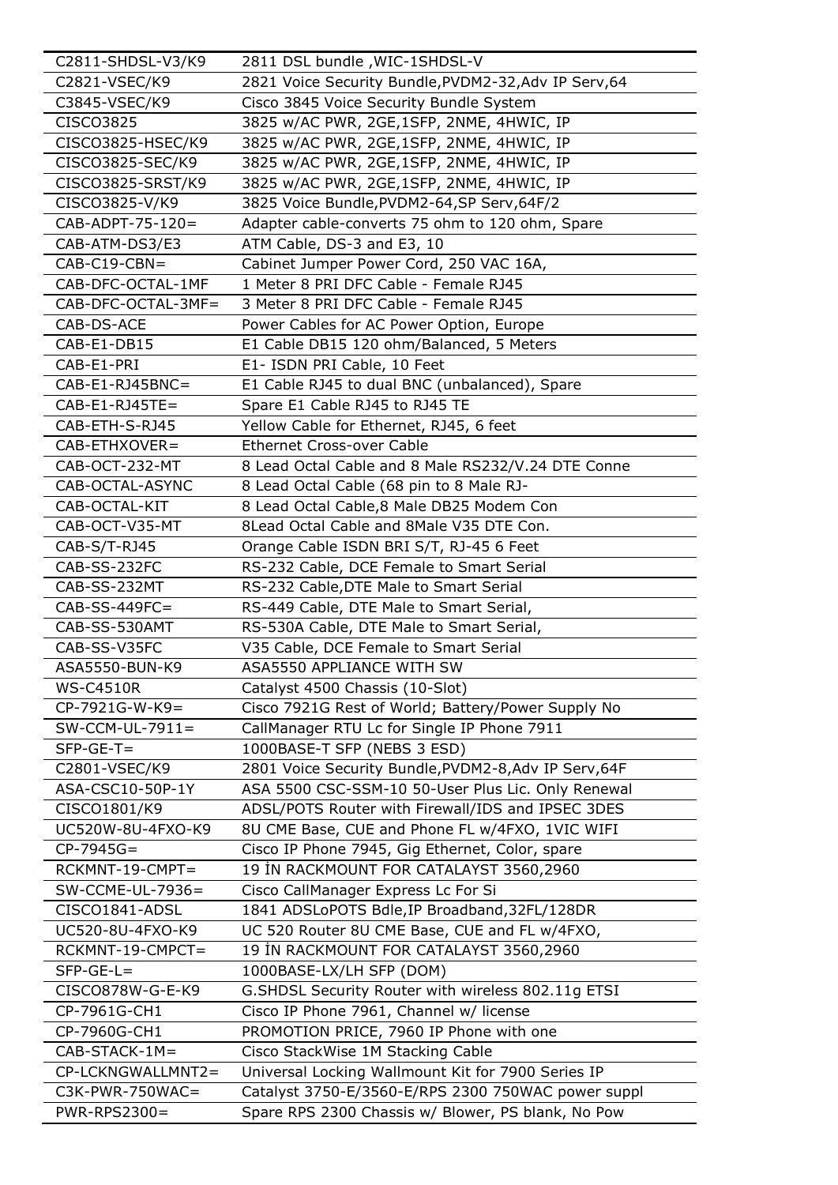| | |
|---|---|
| C2811-SHDSL-V3/K9 | 2811 DSL bundle ,WIC-1SHDSL-V |
| C2821-VSEC/K9 | 2821 Voice Security Bundle,PVDM2-32,Adv IP Serv,64 |
| C3845-VSEC/K9 | Cisco 3845 Voice Security Bundle System |
| CISCO3825 | 3825 w/AC PWR, 2GE,1SFP, 2NME, 4HWIC, IP |
| CISCO3825-HSEC/K9 | 3825 w/AC PWR, 2GE,1SFP, 2NME, 4HWIC, IP |
| CISCO3825-SEC/K9 | 3825 w/AC PWR, 2GE,1SFP, 2NME, 4HWIC, IP |
| CISCO3825-SRST/K9 | 3825 w/AC PWR, 2GE,1SFP, 2NME, 4HWIC, IP |
| CISCO3825-V/K9 | 3825 Voice Bundle,PVDM2-64,SP Serv,64F/2 |
| CAB-ADPT-75-120= | Adapter cable-converts 75 ohm to 120 ohm, Spare |
| CAB-ATM-DS3/E3 | ATM Cable, DS-3 and E3, 10 |
| CAB-C19-CBN= | Cabinet Jumper Power Cord, 250 VAC 16A, |
| CAB-DFC-OCTAL-1MF | 1 Meter 8 PRI DFC Cable - Female RJ45 |
| CAB-DFC-OCTAL-3MF= | 3 Meter 8 PRI DFC Cable - Female RJ45 |
| CAB-DS-ACE | Power Cables for AC Power Option, Europe |
| CAB-E1-DB15 | E1 Cable DB15 120 ohm/Balanced, 5 Meters |
| CAB-E1-PRI | E1- ISDN PRI Cable, 10 Feet |
| CAB-E1-RJ45BNC= | E1 Cable RJ45 to dual BNC (unbalanced), Spare |
| CAB-E1-RJ45TE= | Spare E1 Cable RJ45 to RJ45 TE |
| CAB-ETH-S-RJ45 | Yellow Cable for Ethernet, RJ45, 6 feet |
| CAB-ETHXOVER= | Ethernet Cross-over Cable |
| CAB-OCT-232-MT | 8 Lead Octal Cable and 8 Male RS232/V.24 DTE Conne |
| CAB-OCTAL-ASYNC | 8 Lead Octal Cable (68 pin to 8 Male RJ- |
| CAB-OCTAL-KIT | 8 Lead Octal Cable,8 Male DB25 Modem Con |
| CAB-OCT-V35-MT | 8Lead Octal Cable and 8Male V35 DTE Con. |
| CAB-S/T-RJ45 | Orange Cable ISDN BRI S/T, RJ-45 6 Feet |
| CAB-SS-232FC | RS-232 Cable, DCE Female to Smart Serial |
| CAB-SS-232MT | RS-232 Cable,DTE Male to Smart Serial |
| CAB-SS-449FC= | RS-449 Cable, DTE Male to Smart Serial, |
| CAB-SS-530AMT | RS-530A Cable, DTE Male to Smart Serial, |
| CAB-SS-V35FC | V35 Cable, DCE Female to Smart Serial |
| ASA5550-BUN-K9 | ASA5550 APPLIANCE WITH SW |
| WS-C4510R | Catalyst 4500 Chassis (10-Slot) |
| CP-7921G-W-K9= | Cisco 7921G Rest of World; Battery/Power Supply No |
| SW-CCM-UL-7911= | CallManager RTU Lc for Single IP Phone 7911 |
| SFP-GE-T= | 1000BASE-T SFP (NEBS 3 ESD) |
| C2801-VSEC/K9 | 2801 Voice Security Bundle,PVDM2-8,Adv IP Serv,64F |
| ASA-CSC10-50P-1Y | ASA 5500 CSC-SSM-10 50-User Plus Lic. Only Renewal |
| CISCO1801/K9 | ADSL/POTS Router with Firewall/IDS and IPSEC 3DES |
| UC520W-8U-4FXO-K9 | 8U CME Base, CUE and Phone FL w/4FXO, 1VIC WIFI |
| CP-7945G= | Cisco IP Phone 7945, Gig Ethernet, Color, spare |
| RCKMNT-19-CMPT= | 19 İN RACKMOUNT FOR CATALAYST 3560,2960 |
| SW-CCME-UL-7936= | Cisco CallManager Express Lc For Si |
| CISCO1841-ADSL | 1841 ADSLoPOTS Bdle,IP Broadband,32FL/128DR |
| UC520-8U-4FXO-K9 | UC 520 Router 8U CME Base, CUE and FL w/4FXO, |
| RCKMNT-19-CMPCT= | 19 İN RACKMOUNT FOR CATALAYST 3560,2960 |
| SFP-GE-L= | 1000BASE-LX/LH SFP (DOM) |
| CISCO878W-G-E-K9 | G.SHDSL Security Router with wireless 802.11g ETSI |
| CP-7961G-CH1 | Cisco IP Phone 7961, Channel w/ license |
| CP-7960G-CH1 | PROMOTION PRICE, 7960 IP Phone with one |
| CAB-STACK-1M= | Cisco StackWise 1M Stacking Cable |
| CP-LCKNGWALLMNT2= | Universal Locking Wallmount Kit for 7900 Series IP |
| C3K-PWR-750WAC= | Catalyst 3750-E/3560-E/RPS 2300 750WAC power suppl |
| PWR-RPS2300= | Spare RPS 2300 Chassis w/ Blower, PS blank, No Pow |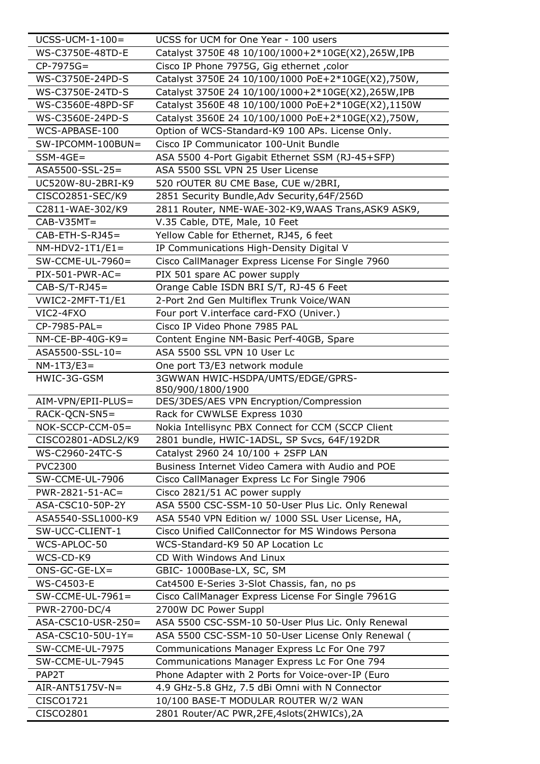| UCSS-UCM-1-100= | UCSS for UCM for One Year - 100 users |
|---|---|
| WS-C3750E-48TD-E | Catalyst 3750E 48 10/100/1000+2*10GE(X2),265W,IPB |
| CP-7975G= | Cisco IP Phone 7975G, Gig ethernet ,color |
| WS-C3750E-24PD-S | Catalyst 3750E 24 10/100/1000 PoE+2*10GE(X2),750W, |
| WS-C3750E-24TD-S | Catalyst 3750E 24 10/100/1000+2*10GE(X2),265W,IPB |
| WS-C3560E-48PD-SF | Catalyst 3560E 48 10/100/1000 PoE+2*10GE(X2),1150W |
| WS-C3560E-24PD-S | Catalyst 3560E 24 10/100/1000 PoE+2*10GE(X2),750W, |
| WCS-APBASE-100 | Option of WCS-Standard-K9 100 APs. License Only. |
| SW-IPCOMM-100BUN= | Cisco IP Communicator 100-Unit Bundle |
| SSM-4GE= | ASA 5500 4-Port Gigabit Ethernet SSM (RJ-45+SFP) |
| ASA5500-SSL-25= | ASA 5500 SSL VPN 25 User License |
| UC520W-8U-2BRI-K9 | 520 rOUTER 8U CME Base, CUE w/2BRI, |
| CISCO2851-SEC/K9 | 2851 Security Bundle,Adv Security,64F/256D |
| C2811-WAE-302/K9 | 2811 Router, NME-WAE-302-K9,WAAS Trans,ASK9 ASK9, |
| CAB-V35MT= | V.35 Cable, DTE, Male, 10 Feet |
| CAB-ETH-S-RJ45= | Yellow Cable for Ethernet, RJ45, 6 feet |
| NM-HDV2-1T1/E1= | IP Communications High-Density Digital V |
| SW-CCME-UL-7960= | Cisco CallManager Express License For Single 7960 |
| PIX-501-PWR-AC= | PIX 501 spare AC power supply |
| CAB-S/T-RJ45= | Orange Cable ISDN BRI S/T, RJ-45 6 Feet |
| VWIC2-2MFT-T1/E1 | 2-Port 2nd Gen Multiflex Trunk Voice/WAN |
| VIC2-4FXO | Four port V.interface card-FXO (Univer.) |
| CP-7985-PAL= | Cisco IP Video Phone 7985 PAL |
| NM-CE-BP-40G-K9= | Content Engine NM-Basic Perf-40GB, Spare |
| ASA5500-SSL-10= | ASA 5500 SSL VPN 10 User Lc |
| NM-1T3/E3= | One port T3/E3 network module |
| HWIC-3G-GSM | 3GWWAN HWIC-HSDPA/UMTS/EDGE/GPRS-850/900/1800/1900 |
| AIM-VPN/EPII-PLUS= | DES/3DES/AES VPN Encryption/Compression |
| RACK-QCN-SN5= | Rack for CWWLSE Express 1030 |
| NOK-SCCP-CCM-05= | Nokia Intellisync PBX Connect for CCM (SCCP Client |
| CISCO2801-ADSL2/K9 | 2801 bundle, HWIC-1ADSL, SP Svcs, 64F/192DR |
| WS-C2960-24TC-S | Catalyst 2960 24 10/100 + 2SFP LAN |
| PVC2300 | Business Internet Video Camera with Audio and POE |
| SW-CCME-UL-7906 | Cisco CallManager Express Lc For Single 7906 |
| PWR-2821-51-AC= | Cisco 2821/51 AC power supply |
| ASA-CSC10-50P-2Y | ASA 5500 CSC-SSM-10 50-User Plus Lic. Only Renewal |
| ASA5540-SSL1000-K9 | ASA 5540 VPN Edition w/ 1000 SSL User License, HA, |
| SW-UCC-CLIENT-1 | Cisco Unified CallConnector for MS Windows Persona |
| WCS-APLOC-50 | WCS-Standard-K9 50 AP Location Lc |
| WCS-CD-K9 | CD With Windows And Linux |
| ONS-GC-GE-LX= | GBIC- 1000Base-LX, SC, SM |
| WS-C4503-E | Cat4500 E-Series 3-Slot Chassis, fan, no ps |
| SW-CCME-UL-7961= | Cisco CallManager Express License For Single 7961G |
| PWR-2700-DC/4 | 2700W DC Power Suppl |
| ASA-CSC10-USR-250= | ASA 5500 CSC-SSM-10 50-User Plus Lic. Only Renewal |
| ASA-CSC10-50U-1Y= | ASA 5500 CSC-SSM-10 50-User License Only Renewal ( |
| SW-CCME-UL-7975 | Communications Manager Express Lc For One 797 |
| SW-CCME-UL-7945 | Communications Manager Express Lc For One 794 |
| PAP2T | Phone Adapter with 2 Ports for Voice-over-IP (Euro |
| AIR-ANT5175V-N= | 4.9 GHz-5.8 GHz, 7.5 dBi Omni with N Connector |
| CISCO1721 | 10/100 BASE-T MODULAR ROUTER W/2 WAN |
| CISCO2801 | 2801 Router/AC PWR,2FE,4slots(2HWICs),2A |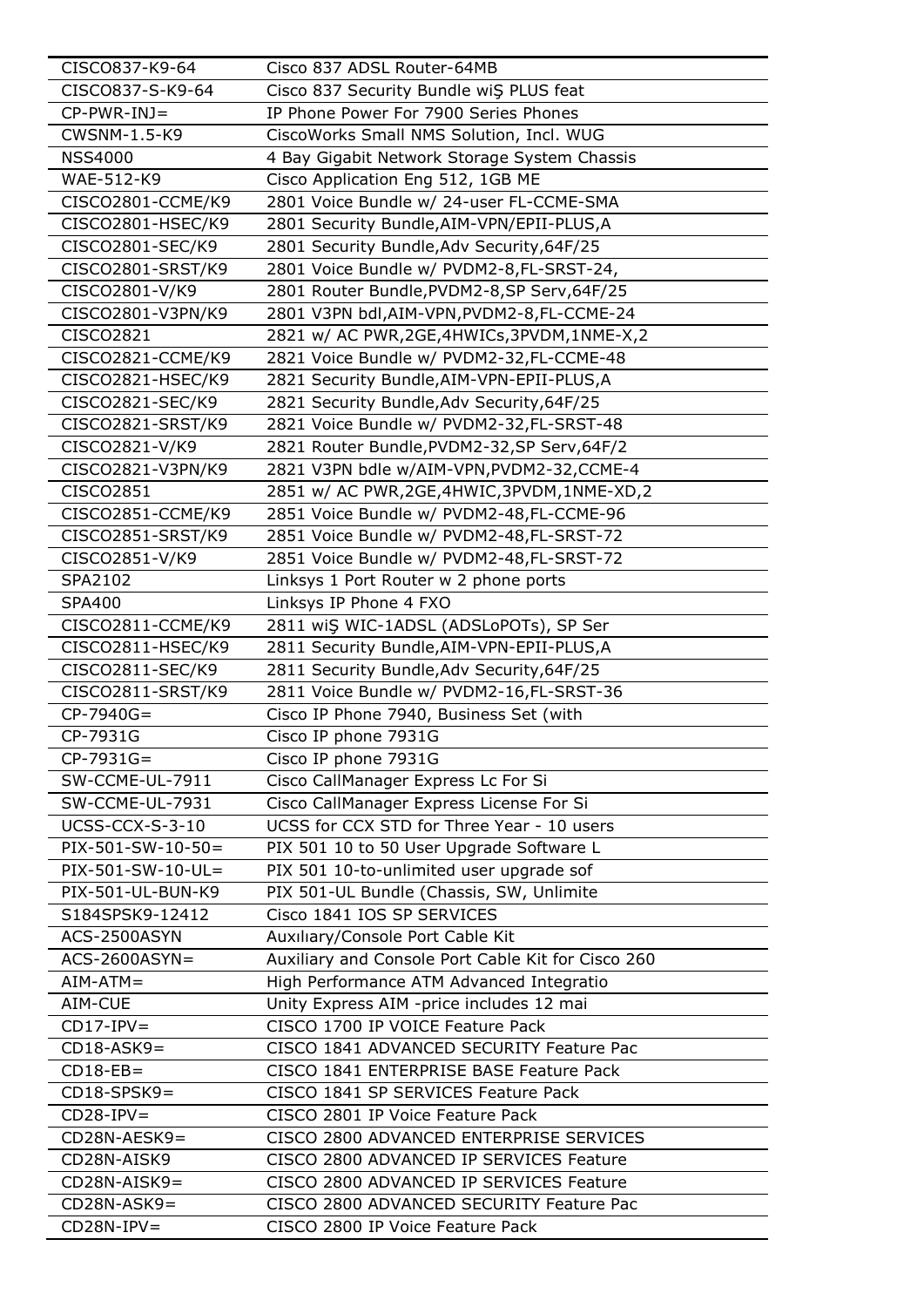| | |
|---|---|
| CISCO837-K9-64 | Cisco 837 ADSL Router-64MB |
| CISCO837-S-K9-64 | Cisco 837 Security Bundle wiŞ PLUS feat |
| CP-PWR-INJ= | IP Phone Power For 7900 Series Phones |
| CWSNM-1.5-K9 | CiscoWorks Small NMS Solution, Incl. WUG |
| NSS4000 | 4 Bay Gigabit Network Storage System Chassis |
| WAE-512-K9 | Cisco Application Eng 512, 1GB ME |
| CISCO2801-CCME/K9 | 2801 Voice Bundle w/ 24-user FL-CCME-SMA |
| CISCO2801-HSEC/K9 | 2801 Security Bundle,AIM-VPN/EPII-PLUS,A |
| CISCO2801-SEC/K9 | 2801 Security Bundle,Adv Security,64F/25 |
| CISCO2801-SRST/K9 | 2801 Voice Bundle w/ PVDM2-8,FL-SRST-24, |
| CISCO2801-V/K9 | 2801 Router Bundle,PVDM2-8,SP Serv,64F/25 |
| CISCO2801-V3PN/K9 | 2801 V3PN bdl,AIM-VPN,PVDM2-8,FL-CCME-24 |
| CISCO2821 | 2821 w/ AC PWR,2GE,4HWICs,3PVDM,1NME-X,2 |
| CISCO2821-CCME/K9 | 2821 Voice Bundle w/ PVDM2-32,FL-CCME-48 |
| CISCO2821-HSEC/K9 | 2821 Security Bundle,AIM-VPN-EPII-PLUS,A |
| CISCO2821-SEC/K9 | 2821 Security Bundle,Adv Security,64F/25 |
| CISCO2821-SRST/K9 | 2821 Voice Bundle w/ PVDM2-32,FL-SRST-48 |
| CISCO2821-V/K9 | 2821 Router Bundle,PVDM2-32,SP Serv,64F/2 |
| CISCO2821-V3PN/K9 | 2821 V3PN bdle w/AIM-VPN,PVDM2-32,CCME-4 |
| CISCO2851 | 2851 w/ AC PWR,2GE,4HWIC,3PVDM,1NME-XD,2 |
| CISCO2851-CCME/K9 | 2851 Voice Bundle w/ PVDM2-48,FL-CCME-96 |
| CISCO2851-SRST/K9 | 2851 Voice Bundle w/ PVDM2-48,FL-SRST-72 |
| CISCO2851-V/K9 | 2851 Voice Bundle w/ PVDM2-48,FL-SRST-72 |
| SPA2102 | Linksys 1 Port Router w 2 phone ports |
| SPA400 | Linksys IP Phone 4 FXO |
| CISCO2811-CCME/K9 | 2811 wiŞ WIC-1ADSL (ADSLoPOTs), SP Ser |
| CISCO2811-HSEC/K9 | 2811 Security Bundle,AIM-VPN-EPII-PLUS,A |
| CISCO2811-SEC/K9 | 2811 Security Bundle,Adv Security,64F/25 |
| CISCO2811-SRST/K9 | 2811 Voice Bundle w/ PVDM2-16,FL-SRST-36 |
| CP-7940G= | Cisco IP Phone 7940, Business Set (with |
| CP-7931G | Cisco IP phone 7931G |
| CP-7931G= | Cisco IP phone 7931G |
| SW-CCME-UL-7911 | Cisco CallManager Express Lc For Si |
| SW-CCME-UL-7931 | Cisco CallManager Express License For Si |
| UCSS-CCX-S-3-10 | UCSS for CCX STD for Three Year - 10 users |
| PIX-501-SW-10-50= | PIX 501 10 to 50 User Upgrade Software L |
| PIX-501-SW-10-UL= | PIX 501 10-to-unlimited user upgrade sof |
| PIX-501-UL-BUN-K9 | PIX 501-UL Bundle (Chassis, SW, Unlimite |
| S184SPSK9-12412 | Cisco 1841 IOS SP SERVICES |
| ACS-2500ASYN | Auxılıary/Console Port Cable Kit |
| ACS-2600ASYN= | Auxiliary and Console Port Cable Kit for Cisco 260 |
| AIM-ATM= | High Performance ATM Advanced Integratio |
| AIM-CUE | Unity Express AIM -price includes 12 mai |
| CD17-IPV= | CISCO 1700 IP VOICE Feature Pack |
| CD18-ASK9= | CISCO 1841 ADVANCED SECURITY Feature Pac |
| CD18-EB= | CISCO 1841 ENTERPRISE BASE Feature Pack |
| CD18-SPSK9= | CISCO 1841 SP SERVICES Feature Pack |
| CD28-IPV= | CISCO 2801 IP Voice Feature Pack |
| CD28N-AESK9= | CISCO 2800 ADVANCED ENTERPRISE SERVICES |
| CD28N-AISK9 | CISCO 2800 ADVANCED IP SERVICES Feature |
| CD28N-AISK9= | CISCO 2800 ADVANCED IP SERVICES Feature |
| CD28N-ASK9= | CISCO 2800 ADVANCED SECURITY Feature Pac |
| CD28N-IPV= | CISCO 2800 IP Voice Feature Pack |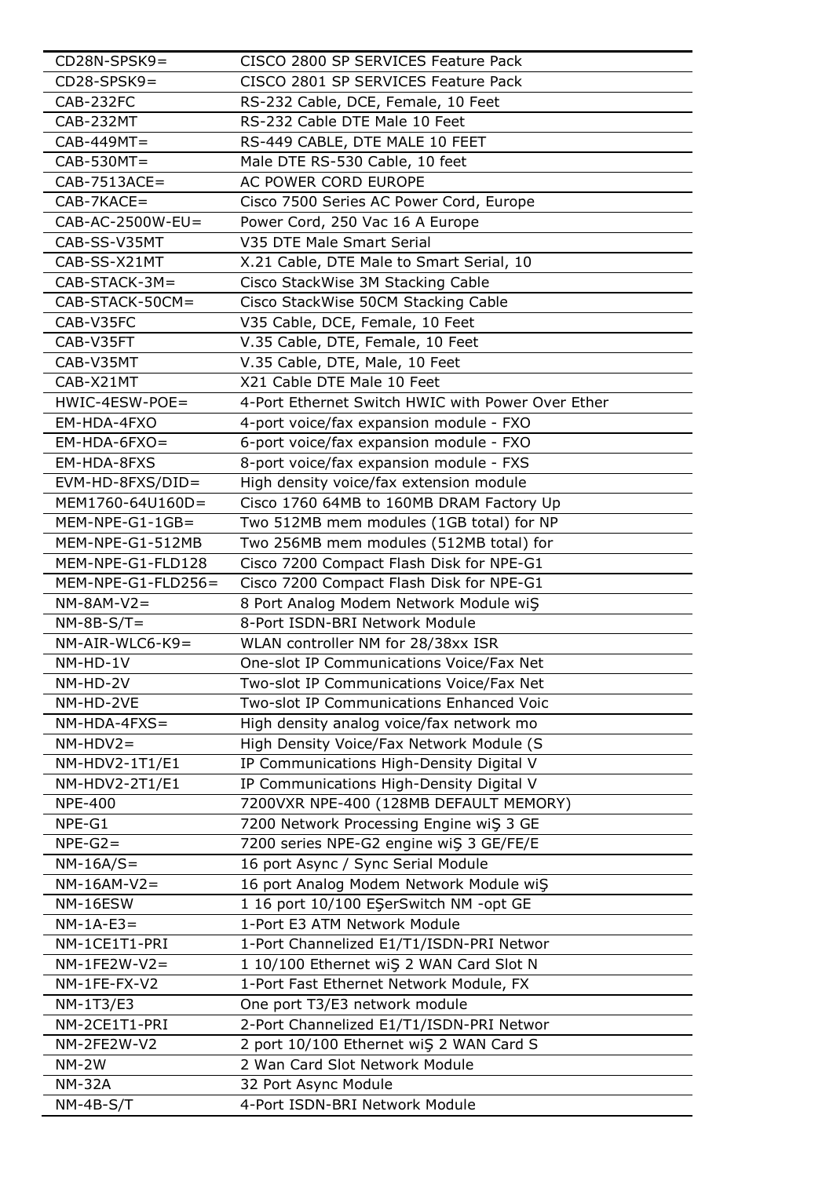| | |
|---|---|
| CD28N-SPSK9= | CISCO 2800 SP SERVICES Feature Pack |
| CD28-SPSK9= | CISCO 2801 SP SERVICES Feature Pack |
| CAB-232FC | RS-232 Cable, DCE, Female, 10 Feet |
| CAB-232MT | RS-232 Cable DTE Male 10 Feet |
| CAB-449MT= | RS-449 CABLE, DTE MALE 10 FEET |
| CAB-530MT= | Male DTE RS-530 Cable, 10 feet |
| CAB-7513ACE= | AC POWER CORD EUROPE |
| CAB-7KACE= | Cisco 7500 Series AC Power Cord, Europe |
| CAB-AC-2500W-EU= | Power Cord, 250 Vac 16 A Europe |
| CAB-SS-V35MT | V35 DTE Male Smart Serial |
| CAB-SS-X21MT | X.21 Cable, DTE Male to Smart Serial, 10 |
| CAB-STACK-3M= | Cisco StackWise 3M Stacking Cable |
| CAB-STACK-50CM= | Cisco StackWise 50CM Stacking Cable |
| CAB-V35FC | V35 Cable, DCE, Female, 10 Feet |
| CAB-V35FT | V.35 Cable, DTE, Female, 10 Feet |
| CAB-V35MT | V.35 Cable, DTE, Male, 10 Feet |
| CAB-X21MT | X21 Cable DTE Male 10 Feet |
| HWIC-4ESW-POE= | 4-Port Ethernet Switch HWIC with Power Over Ether |
| EM-HDA-4FXO | 4-port voice/fax expansion module - FXO |
| EM-HDA-6FXO= | 6-port voice/fax expansion module - FXO |
| EM-HDA-8FXS | 8-port voice/fax expansion module - FXS |
| EVM-HD-8FXS/DID= | High density voice/fax extension module |
| MEM1760-64U160D= | Cisco 1760 64MB to 160MB DRAM Factory Up |
| MEM-NPE-G1-1GB= | Two 512MB mem modules (1GB total) for NP |
| MEM-NPE-G1-512MB | Two 256MB mem modules (512MB total) for |
| MEM-NPE-G1-FLD128 | Cisco 7200 Compact Flash Disk for NPE-G1 |
| MEM-NPE-G1-FLD256= | Cisco 7200 Compact Flash Disk for NPE-G1 |
| NM-8AM-V2= | 8 Port Analog Modem Network Module wiŞ |
| NM-8B-S/T= | 8-Port ISDN-BRI Network Module |
| NM-AIR-WLC6-K9= | WLAN controller NM for 28/38xx ISR |
| NM-HD-1V | One-slot IP Communications Voice/Fax Net |
| NM-HD-2V | Two-slot IP Communications Voice/Fax Net |
| NM-HD-2VE | Two-slot IP Communications Enhanced Voic |
| NM-HDA-4FXS= | High density analog voice/fax network mo |
| NM-HDV2= | High Density Voice/Fax Network Module (S |
| NM-HDV2-1T1/E1 | IP Communications High-Density Digital V |
| NM-HDV2-2T1/E1 | IP Communications High-Density Digital V |
| NPE-400 | 7200VXR NPE-400 (128MB DEFAULT MEMORY) |
| NPE-G1 | 7200 Network Processing Engine wiŞ 3 GE |
| NPE-G2= | 7200 series NPE-G2 engine wiŞ 3 GE/FE/E |
| NM-16A/S= | 16 port Async / Sync Serial Module |
| NM-16AM-V2= | 16 port Analog Modem Network Module wiŞ |
| NM-16ESW | 1 16 port 10/100 EŞerSwitch NM -opt GE |
| NM-1A-E3= | 1-Port E3 ATM Network Module |
| NM-1CE1T1-PRI | 1-Port Channelized E1/T1/ISDN-PRI Networ |
| NM-1FE2W-V2= | 1 10/100 Ethernet wiŞ 2 WAN Card Slot N |
| NM-1FE-FX-V2 | 1-Port Fast Ethernet Network Module, FX |
| NM-1T3/E3 | One port T3/E3 network module |
| NM-2CE1T1-PRI | 2-Port Channelized E1/T1/ISDN-PRI Networ |
| NM-2FE2W-V2 | 2 port 10/100 Ethernet wiŞ 2 WAN Card S |
| NM-2W | 2 Wan Card Slot Network Module |
| NM-32A | 32 Port Async Module |
| NM-4B-S/T | 4-Port ISDN-BRI Network Module |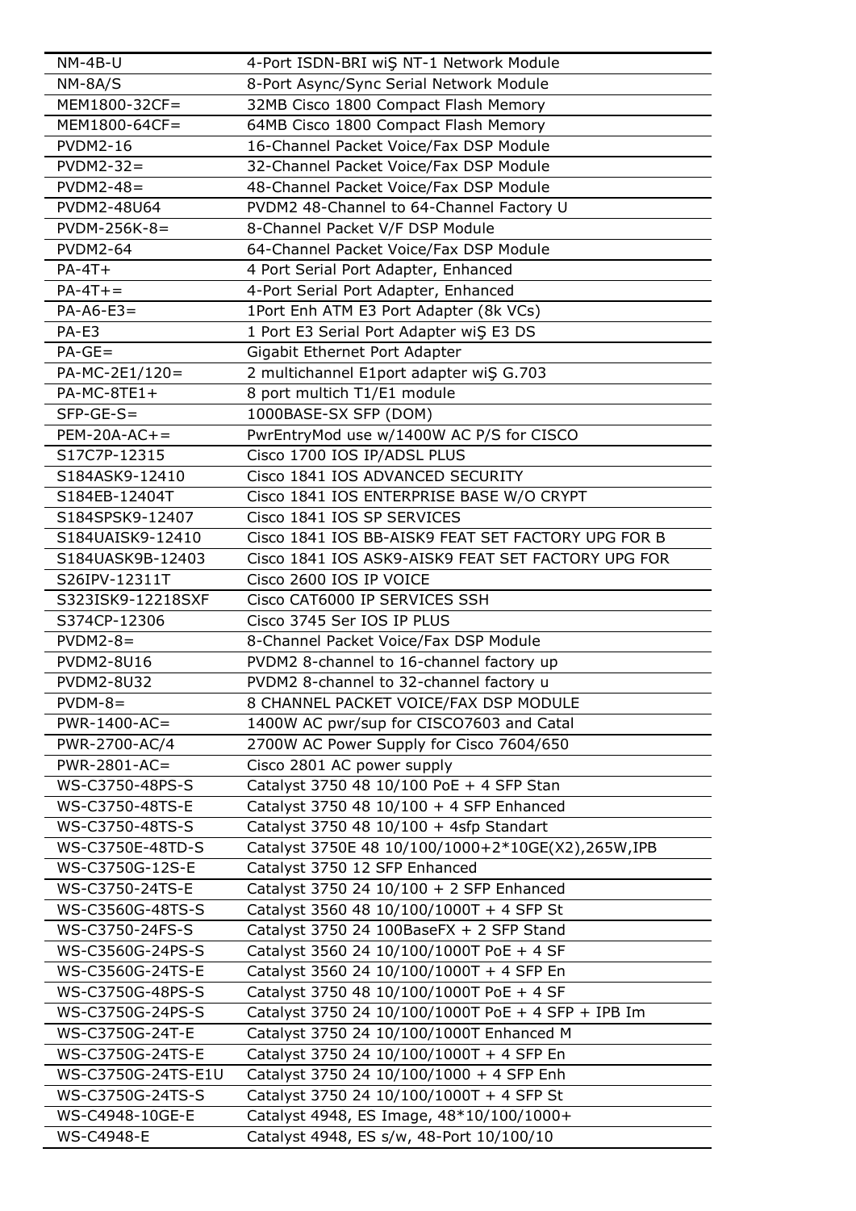| | |
|---|---|
| NM-4B-U | 4-Port ISDN-BRI wiŞ NT-1 Network Module |
| NM-8A/S | 8-Port Async/Sync Serial Network Module |
| MEM1800-32CF= | 32MB Cisco 1800 Compact Flash Memory |
| MEM1800-64CF= | 64MB Cisco 1800 Compact Flash Memory |
| PVDM2-16 | 16-Channel Packet Voice/Fax DSP Module |
| PVDM2-32= | 32-Channel Packet Voice/Fax DSP Module |
| PVDM2-48= | 48-Channel Packet Voice/Fax DSP Module |
| PVDM2-48U64 | PVDM2 48-Channel to 64-Channel Factory U |
| PVDM-256K-8= | 8-Channel Packet V/F DSP Module |
| PVDM2-64 | 64-Channel Packet Voice/Fax DSP Module |
| PA-4T+ | 4 Port Serial Port Adapter, Enhanced |
| PA-4T+= | 4-Port Serial Port Adapter, Enhanced |
| PA-A6-E3= | 1Port Enh ATM E3 Port Adapter (8k VCs) |
| PA-E3 | 1 Port E3 Serial Port Adapter wiŞ E3 DS |
| PA-GE= | Gigabit Ethernet Port Adapter |
| PA-MC-2E1/120= | 2 multichannel E1port adapter wiŞ G.703 |
| PA-MC-8TE1+ | 8 port multich T1/E1 module |
| SFP-GE-S= | 1000BASE-SX SFP (DOM) |
| PEM-20A-AC+= | PwrEntryMod use w/1400W AC P/S for CISCO |
| S17C7P-12315 | Cisco 1700 IOS IP/ADSL PLUS |
| S184ASK9-12410 | Cisco 1841 IOS ADVANCED SECURITY |
| S184EB-12404T | Cisco 1841 IOS ENTERPRISE BASE W/O CRYPT |
| S184SPSK9-12407 | Cisco 1841 IOS SP SERVICES |
| S184UAISK9-12410 | Cisco 1841 IOS BB-AISK9 FEAT SET FACTORY UPG FOR B |
| S184UASK9B-12403 | Cisco 1841 IOS ASK9-AISK9 FEAT SET FACTORY UPG FOR |
| S26IPV-12311T | Cisco 2600 IOS IP VOICE |
| S323ISK9-12218SXF | Cisco CAT6000 IP SERVICES SSH |
| S374CP-12306 | Cisco 3745 Ser IOS IP PLUS |
| PVDM2-8= | 8-Channel Packet Voice/Fax DSP Module |
| PVDM2-8U16 | PVDM2 8-channel to 16-channel factory up |
| PVDM2-8U32 | PVDM2 8-channel to 32-channel factory u |
| PVDM-8= | 8 CHANNEL PACKET VOICE/FAX DSP MODULE |
| PWR-1400-AC= | 1400W AC pwr/sup for CISCO7603 and Catal |
| PWR-2700-AC/4 | 2700W AC Power Supply for Cisco 7604/650 |
| PWR-2801-AC= | Cisco 2801 AC power supply |
| WS-C3750-48PS-S | Catalyst 3750 48 10/100 PoE + 4 SFP Stan |
| WS-C3750-48TS-E | Catalyst 3750 48 10/100 + 4 SFP Enhanced |
| WS-C3750-48TS-S | Catalyst 3750 48 10/100 + 4sfp Standart |
| WS-C3750E-48TD-S | Catalyst 3750E 48 10/100/1000+2*10GE(X2),265W,IPB |
| WS-C3750G-12S-E | Catalyst 3750 12 SFP Enhanced |
| WS-C3750-24TS-E | Catalyst 3750 24 10/100 + 2 SFP Enhanced |
| WS-C3560G-48TS-S | Catalyst 3560 48 10/100/1000T + 4 SFP St |
| WS-C3750-24FS-S | Catalyst 3750 24 100BaseFX + 2 SFP Stand |
| WS-C3560G-24PS-S | Catalyst 3560 24 10/100/1000T PoE + 4 SF |
| WS-C3560G-24TS-E | Catalyst 3560 24 10/100/1000T + 4 SFP En |
| WS-C3750G-48PS-S | Catalyst 3750 48 10/100/1000T PoE + 4 SF |
| WS-C3750G-24PS-S | Catalyst 3750 24 10/100/1000T PoE + 4 SFP + IPB Im |
| WS-C3750G-24T-E | Catalyst 3750 24 10/100/1000T Enhanced M |
| WS-C3750G-24TS-E | Catalyst 3750 24 10/100/1000T + 4 SFP En |
| WS-C3750G-24TS-E1U | Catalyst 3750 24 10/100/1000 + 4 SFP Enh |
| WS-C3750G-24TS-S | Catalyst 3750 24 10/100/1000T + 4 SFP St |
| WS-C4948-10GE-E | Catalyst 4948, ES Image, 48*10/100/1000+ |
| WS-C4948-E | Catalyst 4948, ES s/w, 48-Port 10/100/10 |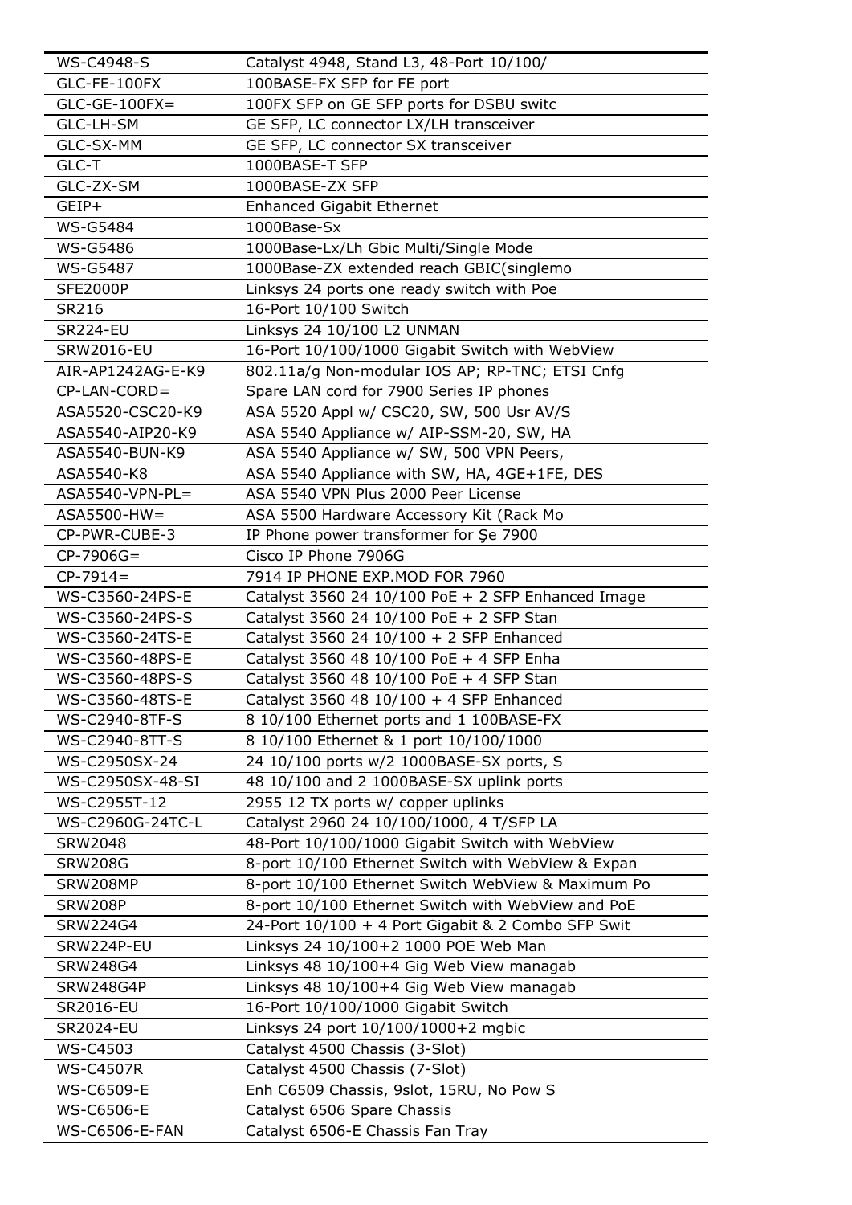| WS-C4948-S | Catalyst 4948, Stand L3, 48-Port 10/100/ |
|---|---|
| GLC-FE-100FX | 100BASE-FX SFP for FE port |
| GLC-GE-100FX= | 100FX SFP on GE SFP ports for DSBU switc |
| GLC-LH-SM | GE SFP, LC connector LX/LH transceiver |
| GLC-SX-MM | GE SFP, LC connector SX transceiver |
| GLC-T | 1000BASE-T SFP |
| GLC-ZX-SM | 1000BASE-ZX SFP |
| GEIP+ | Enhanced Gigabit Ethernet |
| WS-G5484 | 1000Base-Sx |
| WS-G5486 | 1000Base-Lx/Lh Gbic Multi/Single Mode |
| WS-G5487 | 1000Base-ZX extended reach GBIC(singlemo |
| SFE2000P | Linksys 24 ports one ready switch with Poe |
| SR216 | 16-Port 10/100 Switch |
| SR224-EU | Linksys 24 10/100 L2 UNMAN |
| SRW2016-EU | 16-Port 10/100/1000 Gigabit Switch with WebView |
| AIR-AP1242AG-E-K9 | 802.11a/g Non-modular IOS AP; RP-TNC; ETSI Cnfg |
| CP-LAN-CORD= | Spare LAN cord for 7900 Series IP phones |
| ASA5520-CSC20-K9 | ASA 5520 Appl w/ CSC20, SW, 500 Usr AV/S |
| ASA5540-AIP20-K9 | ASA 5540 Appliance w/ AIP-SSM-20, SW, HA |
| ASA5540-BUN-K9 | ASA 5540 Appliance w/ SW, 500 VPN Peers, |
| ASA5540-K8 | ASA 5540 Appliance with SW, HA, 4GE+1FE, DES |
| ASA5540-VPN-PL= | ASA 5540 VPN Plus 2000 Peer License |
| ASA5500-HW= | ASA 5500 Hardware Accessory Kit (Rack Mo |
| CP-PWR-CUBE-3 | IP Phone power transformer for Şe 7900 |
| CP-7906G= | Cisco IP Phone 7906G |
| CP-7914= | 7914 IP PHONE EXP.MOD FOR 7960 |
| WS-C3560-24PS-E | Catalyst 3560 24 10/100 PoE + 2 SFP Enhanced Image |
| WS-C3560-24PS-S | Catalyst 3560 24 10/100 PoE + 2 SFP Stan |
| WS-C3560-24TS-E | Catalyst 3560 24 10/100 + 2 SFP Enhanced |
| WS-C3560-48PS-E | Catalyst 3560 48 10/100 PoE + 4 SFP Enha |
| WS-C3560-48PS-S | Catalyst 3560 48 10/100 PoE + 4 SFP Stan |
| WS-C3560-48TS-E | Catalyst 3560 48 10/100 + 4 SFP Enhanced |
| WS-C2940-8TF-S | 8 10/100 Ethernet ports and 1 100BASE-FX |
| WS-C2940-8TT-S | 8 10/100 Ethernet & 1 port 10/100/1000 |
| WS-C2950SX-24 | 24 10/100 ports w/2 1000BASE-SX ports, S |
| WS-C2950SX-48-SI | 48 10/100 and 2 1000BASE-SX uplink ports |
| WS-C2955T-12 | 2955 12 TX ports w/ copper uplinks |
| WS-C2960G-24TC-L | Catalyst 2960 24 10/100/1000, 4 T/SFP LA |
| SRW2048 | 48-Port 10/100/1000 Gigabit Switch with WebView |
| SRW208G | 8-port 10/100 Ethernet Switch with WebView & Expan |
| SRW208MP | 8-port 10/100 Ethernet Switch WebView & Maximum Po |
| SRW208P | 8-port 10/100 Ethernet Switch with WebView and PoE |
| SRW224G4 | 24-Port 10/100 + 4 Port Gigabit & 2 Combo SFP Swit |
| SRW224P-EU | Linksys 24 10/100+2 1000 POE Web Man |
| SRW248G4 | Linksys 48 10/100+4 Gig Web View managab |
| SRW248G4P | Linksys 48 10/100+4 Gig Web View managab |
| SR2016-EU | 16-Port 10/100/1000 Gigabit Switch |
| SR2024-EU | Linksys 24 port 10/100/1000+2 mgbic |
| WS-C4503 | Catalyst 4500 Chassis (3-Slot) |
| WS-C4507R | Catalyst 4500 Chassis (7-Slot) |
| WS-C6509-E | Enh C6509 Chassis, 9slot, 15RU, No Pow S |
| WS-C6506-E | Catalyst 6506 Spare Chassis |
| WS-C6506-E-FAN | Catalyst 6506-E Chassis Fan Tray |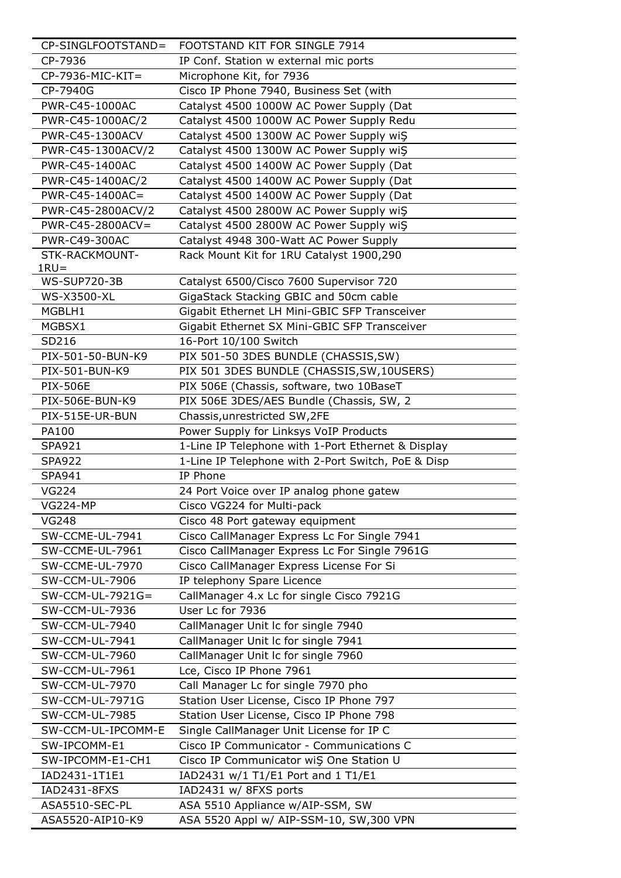| CP-SINGLFOOTSTAND= | FOOTSTAND KIT FOR SINGLE 7914 |
|---|---|
| CP-7936 | IP Conf. Station w external mic ports |
| CP-7936-MIC-KIT= | Microphone Kit, for 7936 |
| CP-7940G | Cisco IP Phone 7940, Business Set (with |
| PWR-C45-1000AC | Catalyst 4500 1000W AC Power Supply (Dat |
| PWR-C45-1000AC/2 | Catalyst 4500 1000W AC Power Supply Redu |
| PWR-C45-1300ACV | Catalyst 4500 1300W AC Power Supply wiŞ |
| PWR-C45-1300ACV/2 | Catalyst 4500 1300W AC Power Supply wiŞ |
| PWR-C45-1400AC | Catalyst 4500 1400W AC Power Supply (Dat |
| PWR-C45-1400AC/2 | Catalyst 4500 1400W AC Power Supply (Dat |
| PWR-C45-1400AC= | Catalyst 4500 1400W AC Power Supply (Dat |
| PWR-C45-2800ACV/2 | Catalyst 4500 2800W AC Power Supply wiŞ |
| PWR-C45-2800ACV= | Catalyst 4500 2800W AC Power Supply wiŞ |
| PWR-C49-300AC | Catalyst 4948 300-Watt AC Power Supply |
| STK-RACKMOUNT-1RU= | Rack Mount Kit for 1RU Catalyst 1900,290 |
| WS-SUP720-3B | Catalyst 6500/Cisco 7600 Supervisor 720 |
| WS-X3500-XL | GigaStack Stacking GBIC and 50cm cable |
| MGBLH1 | Gigabit Ethernet LH Mini-GBIC SFP Transceiver |
| MGBSX1 | Gigabit Ethernet SX Mini-GBIC SFP Transceiver |
| SD216 | 16-Port 10/100 Switch |
| PIX-501-50-BUN-K9 | PIX 501-50 3DES BUNDLE (CHASSIS,SW) |
| PIX-501-BUN-K9 | PIX 501 3DES BUNDLE (CHASSIS,SW,10USERS) |
| PIX-506E | PIX 506E (Chassis, software, two 10BaseT |
| PIX-506E-BUN-K9 | PIX 506E 3DES/AES Bundle (Chassis, SW, 2 |
| PIX-515E-UR-BUN | Chassis,unrestricted SW,2FE |
| PA100 | Power Supply for Linksys VoIP Products |
| SPA921 | 1-Line IP Telephone with 1-Port Ethernet & Display |
| SPA922 | 1-Line IP Telephone with 2-Port Switch, PoE & Disp |
| SPA941 | IP Phone |
| VG224 | 24 Port Voice over IP analog phone gatew |
| VG224-MP | Cisco VG224 for Multi-pack |
| VG248 | Cisco 48 Port gateway equipment |
| SW-CCME-UL-7941 | Cisco CallManager Express Lc For Single 7941 |
| SW-CCME-UL-7961 | Cisco CallManager Express Lc For Single 7961G |
| SW-CCME-UL-7970 | Cisco CallManager Express License For Si |
| SW-CCM-UL-7906 | IP telephony Spare Licence |
| SW-CCM-UL-7921G= | CallManager 4.x Lc for single Cisco 7921G |
| SW-CCM-UL-7936 | User Lc for 7936 |
| SW-CCM-UL-7940 | CallManager Unit lc for single 7940 |
| SW-CCM-UL-7941 | CallManager Unit lc for single 7941 |
| SW-CCM-UL-7960 | CallManager Unit lc for single 7960 |
| SW-CCM-UL-7961 | Lce, Cisco IP Phone 7961 |
| SW-CCM-UL-7970 | Call Manager Lc for single 7970 pho |
| SW-CCM-UL-7971G | Station User License, Cisco IP Phone 797 |
| SW-CCM-UL-7985 | Station User License, Cisco IP Phone 798 |
| SW-CCM-UL-IPCOMM-E | Single CallManager Unit License for IP C |
| SW-IPCOMM-E1 | Cisco IP Communicator - Communications C |
| SW-IPCOMM-E1-CH1 | Cisco IP Communicator wiŞ One Station U |
| IAD2431-1T1E1 | IAD2431 w/1 T1/E1 Port and 1 T1/E1 |
| IAD2431-8FXS | IAD2431 w/ 8FXS ports |
| ASA5510-SEC-PL | ASA 5510 Appliance w/AIP-SSM, SW |
| ASA5520-AIP10-K9 | ASA 5520 Appl w/ AIP-SSM-10, SW,300 VPN |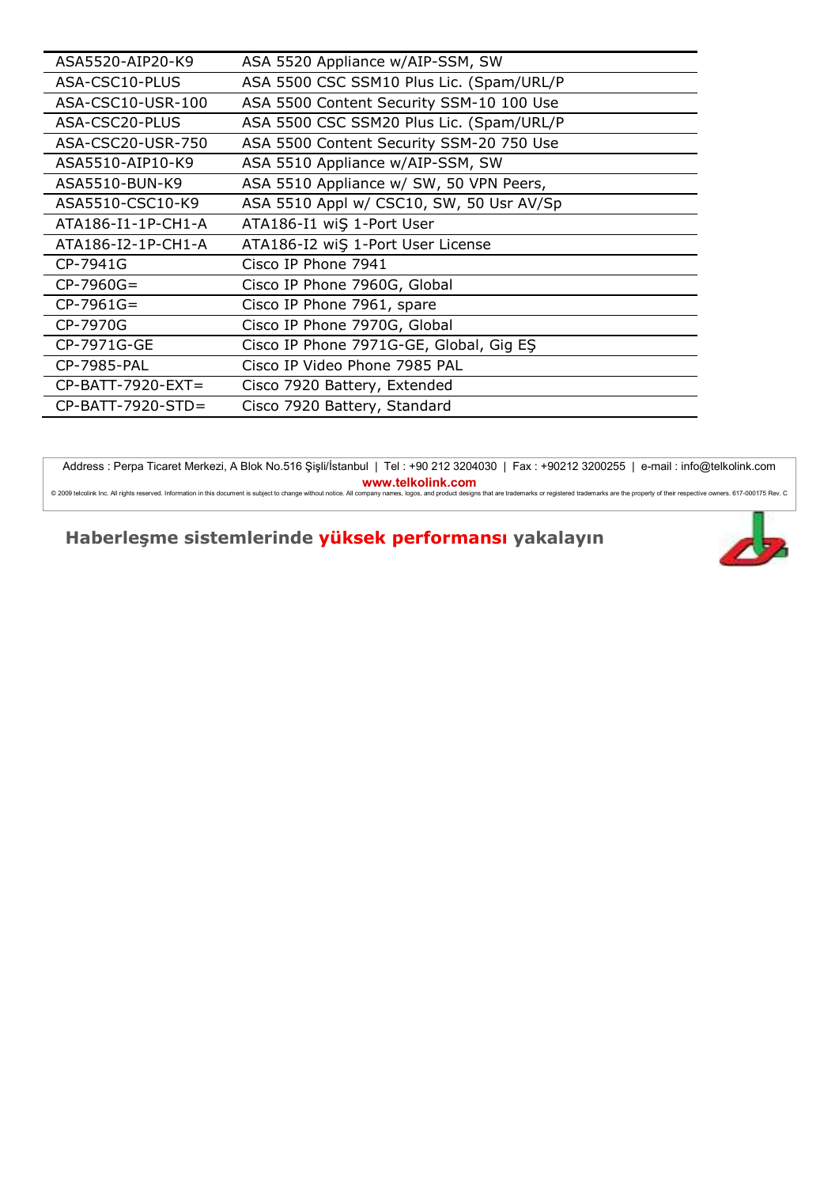| | |
|---|---|
| ASA5520-AIP20-K9 | ASA 5520 Appliance w/AIP-SSM, SW |
| ASA-CSC10-PLUS | ASA 5500 CSC SSM10 Plus Lic. (Spam/URL/P |
| ASA-CSC10-USR-100 | ASA 5500 Content Security SSM-10 100 Use |
| ASA-CSC20-PLUS | ASA 5500 CSC SSM20 Plus Lic. (Spam/URL/P |
| ASA-CSC20-USR-750 | ASA 5500 Content Security SSM-20 750 Use |
| ASA5510-AIP10-K9 | ASA 5510 Appliance w/AIP-SSM, SW |
| ASA5510-BUN-K9 | ASA 5510 Appliance w/ SW, 50 VPN Peers, |
| ASA5510-CSC10-K9 | ASA 5510 Appl w/ CSC10, SW, 50 Usr AV/Sp |
| ATA186-I1-1P-CH1-A | ATA186-I1 wiŞ 1-Port User |
| ATA186-I2-1P-CH1-A | ATA186-I2 wiŞ 1-Port User License |
| CP-7941G | Cisco IP Phone 7941 |
| CP-7960G= | Cisco IP Phone 7960G, Global |
| CP-7961G= | Cisco IP Phone 7961, spare |
| CP-7970G | Cisco IP Phone 7970G, Global |
| CP-7971G-GE | Cisco IP Phone 7971G-GE, Global, Gig EŞ |
| CP-7985-PAL | Cisco IP Video Phone 7985 PAL |
| CP-BATT-7920-EXT= | Cisco 7920 Battery, Extended |
| CP-BATT-7920-STD= | Cisco 7920 Battery, Standard |

Address : Perpa Ticaret Merkezi, A Blok No.516 Şişli/İstanbul | Tel : +90 212 3204030 | Fax : +90212 3200255 | e-mail : info@telkolink.com

www.telkolink.com

© 2009 telcolink Inc. All rights reserved. Information in this document is subject to change without notice. All company names, logos, and product designs that are trademarks or registered trademarks are the property of their respective owners. 617-000175 Rev. C

**Haberleşme sistemlerinde yüksek performansı yakalayın**